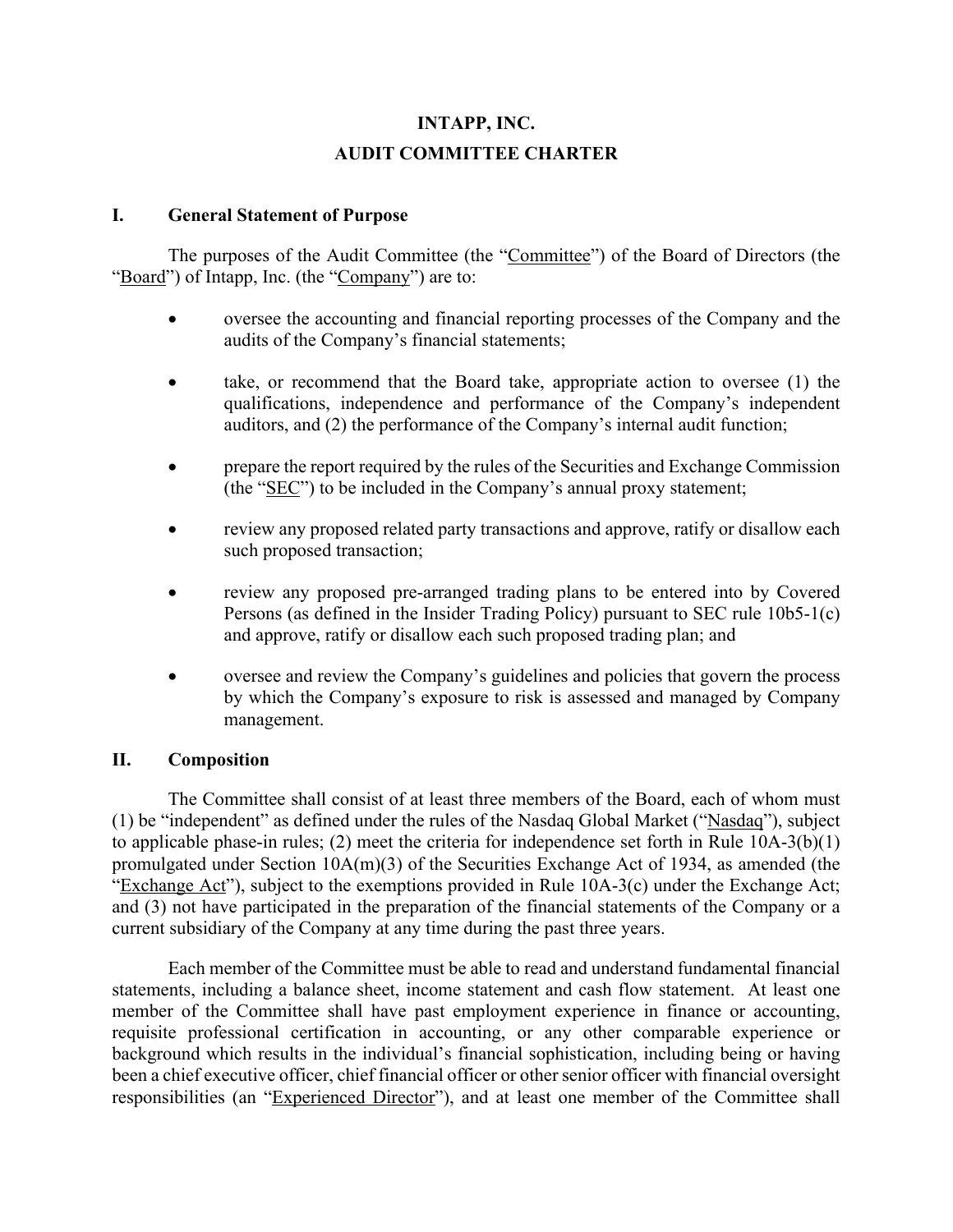# INTAPP, INC.

# AUDIT COMMITTEE CHARTER

## I. General Statement of Purpose

The purposes of the Audit Committee (the "Committee") of the Board of Directors (the "Board") of Intapp, Inc. (the "Company") are to:

- oversee the accounting and financial reporting processes of the Company and the audits of the Company's financial statements;
- take, or recommend that the Board take, appropriate action to oversee (1) the qualifications, independence and performance of the Company's independent auditors, and (2) the performance of the Company's internal audit function;
- prepare the report required by the rules of the Securities and Exchange Commission (the "SEC") to be included in the Company's annual proxy statement;
- review any proposed related party transactions and approve, ratify or disallow each such proposed transaction;
- review any proposed pre-arranged trading plans to be entered into by Covered Persons (as defined in the Insider Trading Policy) pursuant to SEC rule 10b5-1(c) and approve, ratify or disallow each such proposed trading plan; and
- oversee and review the Company's guidelines and policies that govern the process by which the Company's exposure to risk is assessed and managed by Company management.

## II. Composition

The Committee shall consist of at least three members of the Board, each of whom must (1) be "independent" as defined under the rules of the Nasdaq Global Market ("Nasdaq"), subject to applicable phase-in rules; (2) meet the criteria for independence set forth in Rule 10A-3(b)(1) promulgated under Section 10A(m)(3) of the Securities Exchange Act of 1934, as amended (the "Exchange Act"), subject to the exemptions provided in Rule 10A-3(c) under the Exchange Act; and (3) not have participated in the preparation of the financial statements of the Company or a current subsidiary of the Company at any time during the past three years.

Each member of the Committee must be able to read and understand fundamental financial statements, including a balance sheet, income statement and cash flow statement. At least one member of the Committee shall have past employment experience in finance or accounting, requisite professional certification in accounting, or any other comparable experience or background which results in the individual's financial sophistication, including being or having been a chief executive officer, chief financial officer or other senior officer with financial oversight responsibilities (an "Experienced Director"), and at least one member of the Committee shall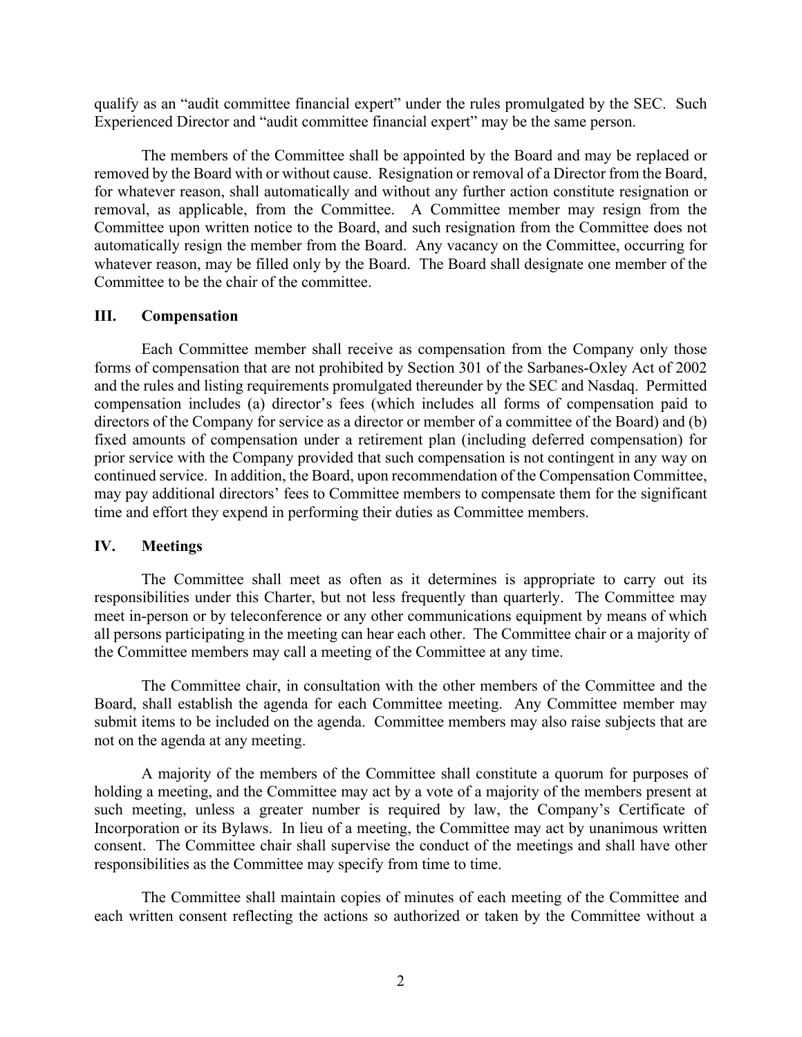qualify as an "audit committee financial expert" under the rules promulgated by the SEC. Such Experienced Director and "audit committee financial expert" may be the same person.

The members of the Committee shall be appointed by the Board and may be replaced or removed by the Board with or without cause. Resignation or removal of a Director from the Board, for whatever reason, shall automatically and without any further action constitute resignation or removal, as applicable, from the Committee. A Committee member may resign from the Committee upon written notice to the Board, and such resignation from the Committee does not automatically resign the member from the Board. Any vacancy on the Committee, occurring for whatever reason, may be filled only by the Board. The Board shall designate one member of the Committee to be the chair of the committee.

## III. Compensation

Each Committee member shall receive as compensation from the Company only those forms of compensation that are not prohibited by Section 301 of the Sarbanes-Oxley Act of 2002 and the rules and listing requirements promulgated thereunder by the SEC and Nasdaq. Permitted compensation includes (a) director's fees (which includes all forms of compensation paid to directors of the Company for service as a director or member of a committee of the Board) and (b) fixed amounts of compensation under a retirement plan (including deferred compensation) for prior service with the Company provided that such compensation is not contingent in any way on continued service. In addition, the Board, upon recommendation of the Compensation Committee, may pay additional directors' fees to Committee members to compensate them for the significant time and effort they expend in performing their duties as Committee members.

## IV. Meetings

The Committee shall meet as often as it determines is appropriate to carry out its responsibilities under this Charter, but not less frequently than quarterly. The Committee may meet in-person or by teleconference or any other communications equipment by means of which all persons participating in the meeting can hear each other. The Committee chair or a majority of the Committee members may call a meeting of the Committee at any time.

The Committee chair, in consultation with the other members of the Committee and the Board, shall establish the agenda for each Committee meeting. Any Committee member may submit items to be included on the agenda. Committee members may also raise subjects that are not on the agenda at any meeting.

A majority of the members of the Committee shall constitute a quorum for purposes of holding a meeting, and the Committee may act by a vote of a majority of the members present at such meeting, unless a greater number is required by law, the Company's Certificate of Incorporation or its Bylaws. In lieu of a meeting, the Committee may act by unanimous written consent. The Committee chair shall supervise the conduct of the meetings and shall have other responsibilities as the Committee may specify from time to time.

The Committee shall maintain copies of minutes of each meeting of the Committee and each written consent reflecting the actions so authorized or taken by the Committee without a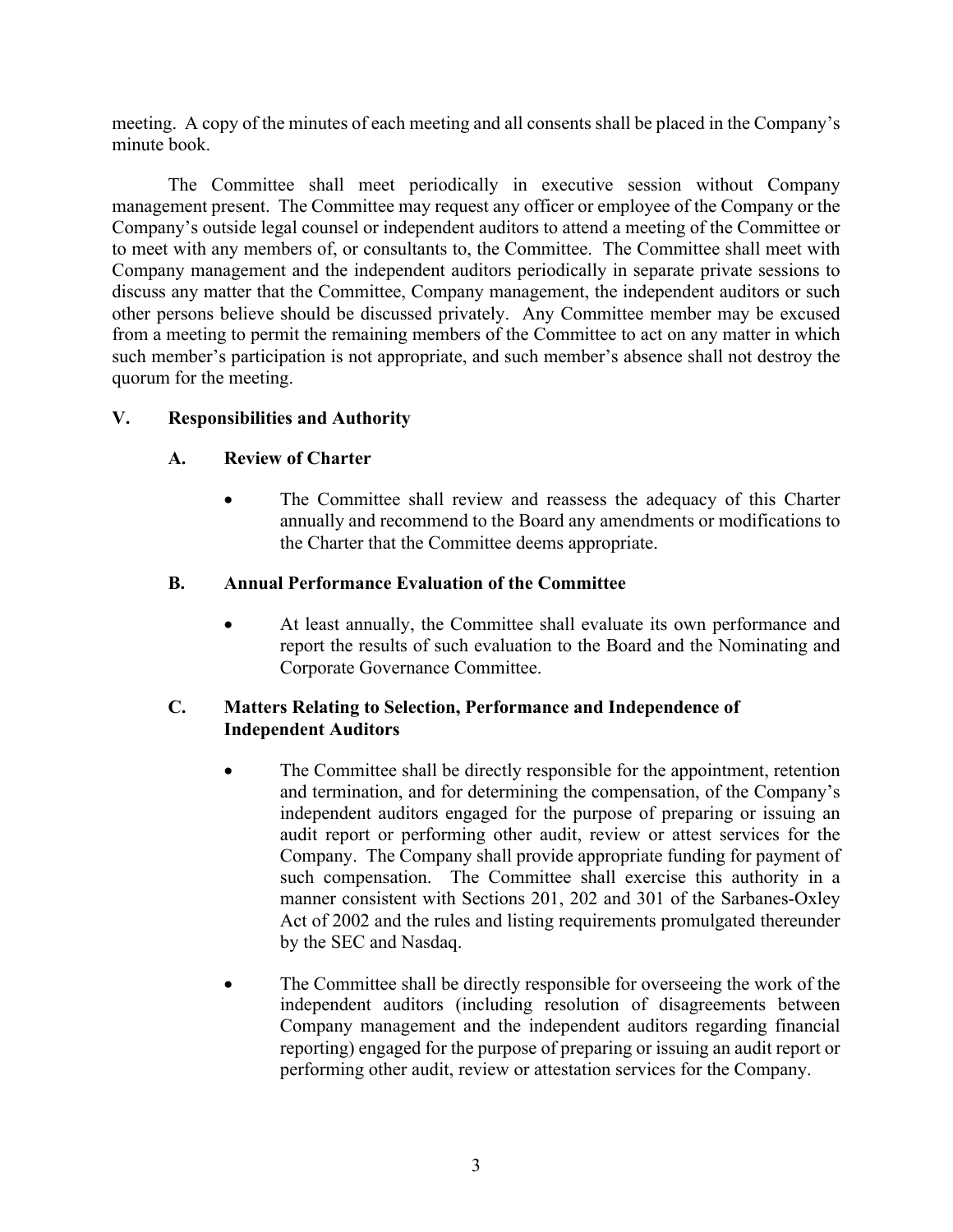meeting. A copy of the minutes of each meeting and all consents shall be placed in the Company's minute book.

The Committee shall meet periodically in executive session without Company management present. The Committee may request any officer or employee of the Company or the Company's outside legal counsel or independent auditors to attend a meeting of the Committee or to meet with any members of, or consultants to, the Committee. The Committee shall meet with Company management and the independent auditors periodically in separate private sessions to discuss any matter that the Committee, Company management, the independent auditors or such other persons believe should be discussed privately. Any Committee member may be excused from a meeting to permit the remaining members of the Committee to act on any matter in which such member's participation is not appropriate, and such member's absence shall not destroy the quorum for the meeting.

## V. Responsibilities and Authority

### A. Review of Charter

- The Committee shall review and reassess the adequacy of this Charter annually and recommend to the Board any amendments or modifications to the Charter that the Committee deems appropriate.

### B. Annual Performance Evaluation of the Committee

- At least annually, the Committee shall evaluate its own performance and report the results of such evaluation to the Board and the Nominating and Corporate Governance Committee.

### C. Matters Relating to Selection, Performance and Independence of Independent Auditors

- The Committee shall be directly responsible for the appointment, retention and termination, and for determining the compensation, of the Company's independent auditors engaged for the purpose of preparing or issuing an audit report or performing other audit, review or attest services for the Company. The Company shall provide appropriate funding for payment of such compensation. The Committee shall exercise this authority in a manner consistent with Sections 201, 202 and 301 of the Sarbanes-Oxley Act of 2002 and the rules and listing requirements promulgated thereunder by the SEC and Nasdaq.

- The Committee shall be directly responsible for overseeing the work of the independent auditors (including resolution of disagreements between Company management and the independent auditors regarding financial reporting) engaged for the purpose of preparing or issuing an audit report or performing other audit, review or attestation services for the Company.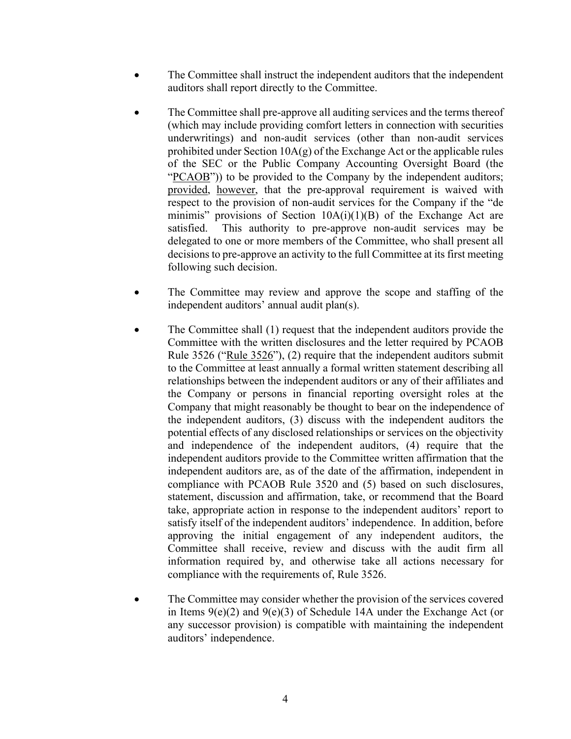- The Committee shall instruct the independent auditors that the independent auditors shall report directly to the Committee.

- The Committee shall pre-approve all auditing services and the terms thereof (which may include providing comfort letters in connection with securities underwritings) and non-audit services (other than non-audit services prohibited under Section 10A(g) of the Exchange Act or the applicable rules of the SEC or the Public Company Accounting Oversight Board (the "PCAOB")) to be provided to the Company by the independent auditors; provided, however, that the pre-approval requirement is waived with respect to the provision of non-audit services for the Company if the "de minimis" provisions of Section 10A(i)(1)(B) of the Exchange Act are satisfied. This authority to pre-approve non-audit services may be delegated to one or more members of the Committee, who shall present all decisions to pre-approve an activity to the full Committee at its first meeting following such decision.

- The Committee may review and approve the scope and staffing of the independent auditors' annual audit plan(s).

- The Committee shall (1) request that the independent auditors provide the Committee with the written disclosures and the letter required by PCAOB Rule 3526 ("Rule 3526"), (2) require that the independent auditors submit to the Committee at least annually a formal written statement describing all relationships between the independent auditors or any of their affiliates and the Company or persons in financial reporting oversight roles at the Company that might reasonably be thought to bear on the independence of the independent auditors, (3) discuss with the independent auditors the potential effects of any disclosed relationships or services on the objectivity and independence of the independent auditors, (4) require that the independent auditors provide to the Committee written affirmation that the independent auditors are, as of the date of the affirmation, independent in compliance with PCAOB Rule 3520 and (5) based on such disclosures, statement, discussion and affirmation, take, or recommend that the Board take, appropriate action in response to the independent auditors' report to satisfy itself of the independent auditors' independence. In addition, before approving the initial engagement of any independent auditors, the Committee shall receive, review and discuss with the audit firm all information required by, and otherwise take all actions necessary for compliance with the requirements of, Rule 3526.

- The Committee may consider whether the provision of the services covered in Items 9(e)(2) and 9(e)(3) of Schedule 14A under the Exchange Act (or any successor provision) is compatible with maintaining the independent auditors' independence.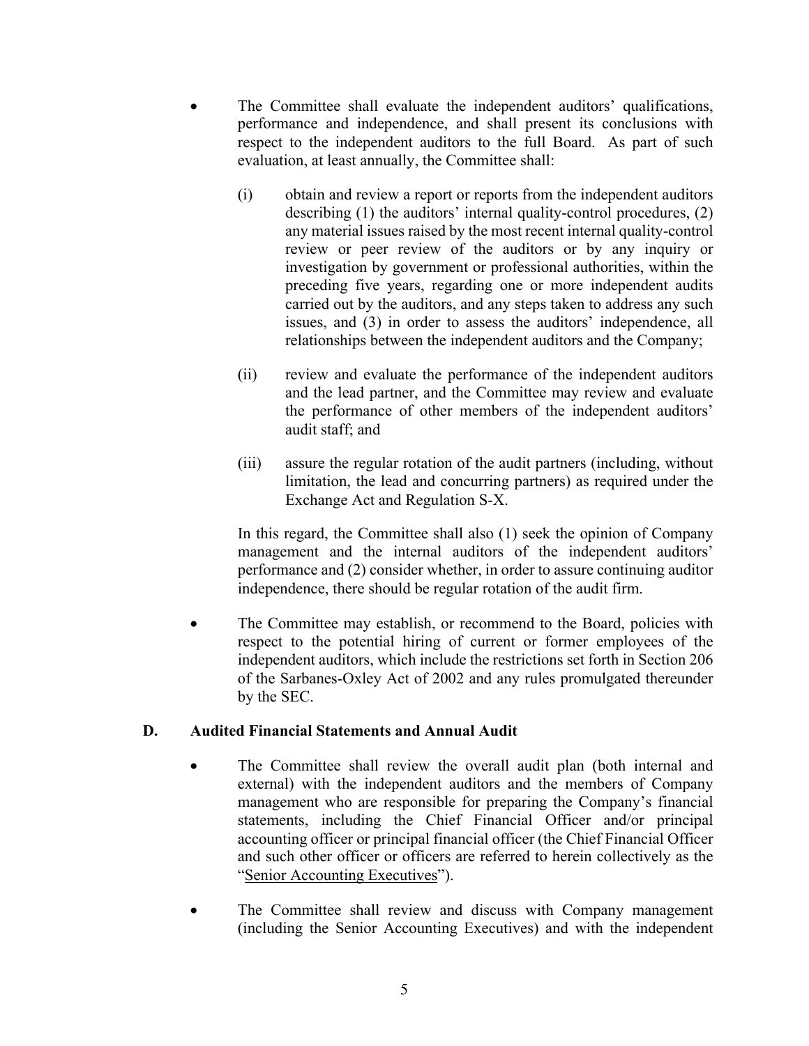- The Committee shall evaluate the independent auditors' qualifications, performance and independence, and shall present its conclusions with respect to the independent auditors to the full Board. As part of such evaluation, at least annually, the Committee shall:

  (i) obtain and review a report or reports from the independent auditors describing (1) the auditors' internal quality-control procedures, (2) any material issues raised by the most recent internal quality-control review or peer review of the auditors or by any inquiry or investigation by government or professional authorities, within the preceding five years, regarding one or more independent audits carried out by the auditors, and any steps taken to address any such issues, and (3) in order to assess the auditors' independence, all relationships between the independent auditors and the Company;

  (ii) review and evaluate the performance of the independent auditors and the lead partner, and the Committee may review and evaluate the performance of other members of the independent auditors' audit staff; and

  (iii) assure the regular rotation of the audit partners (including, without limitation, the lead and concurring partners) as required under the Exchange Act and Regulation S-X.

  In this regard, the Committee shall also (1) seek the opinion of Company management and the internal auditors of the independent auditors' performance and (2) consider whether, in order to assure continuing auditor independence, there should be regular rotation of the audit firm.

- The Committee may establish, or recommend to the Board, policies with respect to the potential hiring of current or former employees of the independent auditors, which include the restrictions set forth in Section 206 of the Sarbanes-Oxley Act of 2002 and any rules promulgated thereunder by the SEC.

## D. Audited Financial Statements and Annual Audit

- The Committee shall review the overall audit plan (both internal and external) with the independent auditors and the members of Company management who are responsible for preparing the Company's financial statements, including the Chief Financial Officer and/or principal accounting officer or principal financial officer (the Chief Financial Officer and such other officer or officers are referred to herein collectively as the "Senior Accounting Executives").

- The Committee shall review and discuss with Company management (including the Senior Accounting Executives) and with the independent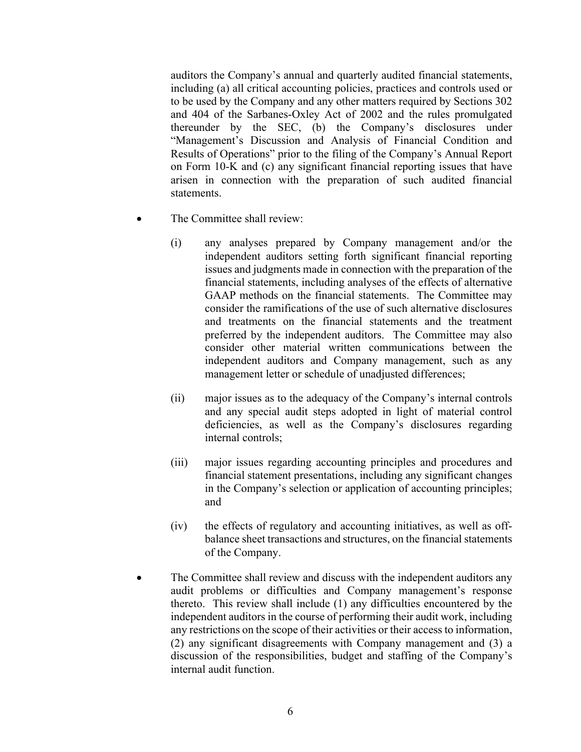auditors the Company's annual and quarterly audited financial statements, including (a) all critical accounting policies, practices and controls used or to be used by the Company and any other matters required by Sections 302 and 404 of the Sarbanes-Oxley Act of 2002 and the rules promulgated thereunder by the SEC, (b) the Company's disclosures under "Management's Discussion and Analysis of Financial Condition and Results of Operations" prior to the filing of the Company's Annual Report on Form 10-K and (c) any significant financial reporting issues that have arisen in connection with the preparation of such audited financial statements.

- The Committee shall review:

  (i) any analyses prepared by Company management and/or the independent auditors setting forth significant financial reporting issues and judgments made in connection with the preparation of the financial statements, including analyses of the effects of alternative GAAP methods on the financial statements. The Committee may consider the ramifications of the use of such alternative disclosures and treatments on the financial statements and the treatment preferred by the independent auditors. The Committee may also consider other material written communications between the independent auditors and Company management, such as any management letter or schedule of unadjusted differences;

  (ii) major issues as to the adequacy of the Company's internal controls and any special audit steps adopted in light of material control deficiencies, as well as the Company's disclosures regarding internal controls;

  (iii) major issues regarding accounting principles and procedures and financial statement presentations, including any significant changes in the Company's selection or application of accounting principles; and

  (iv) the effects of regulatory and accounting initiatives, as well as off-balance sheet transactions and structures, on the financial statements of the Company.

- The Committee shall review and discuss with the independent auditors any audit problems or difficulties and Company management's response thereto. This review shall include (1) any difficulties encountered by the independent auditors in the course of performing their audit work, including any restrictions on the scope of their activities or their access to information, (2) any significant disagreements with Company management and (3) a discussion of the responsibilities, budget and staffing of the Company's internal audit function.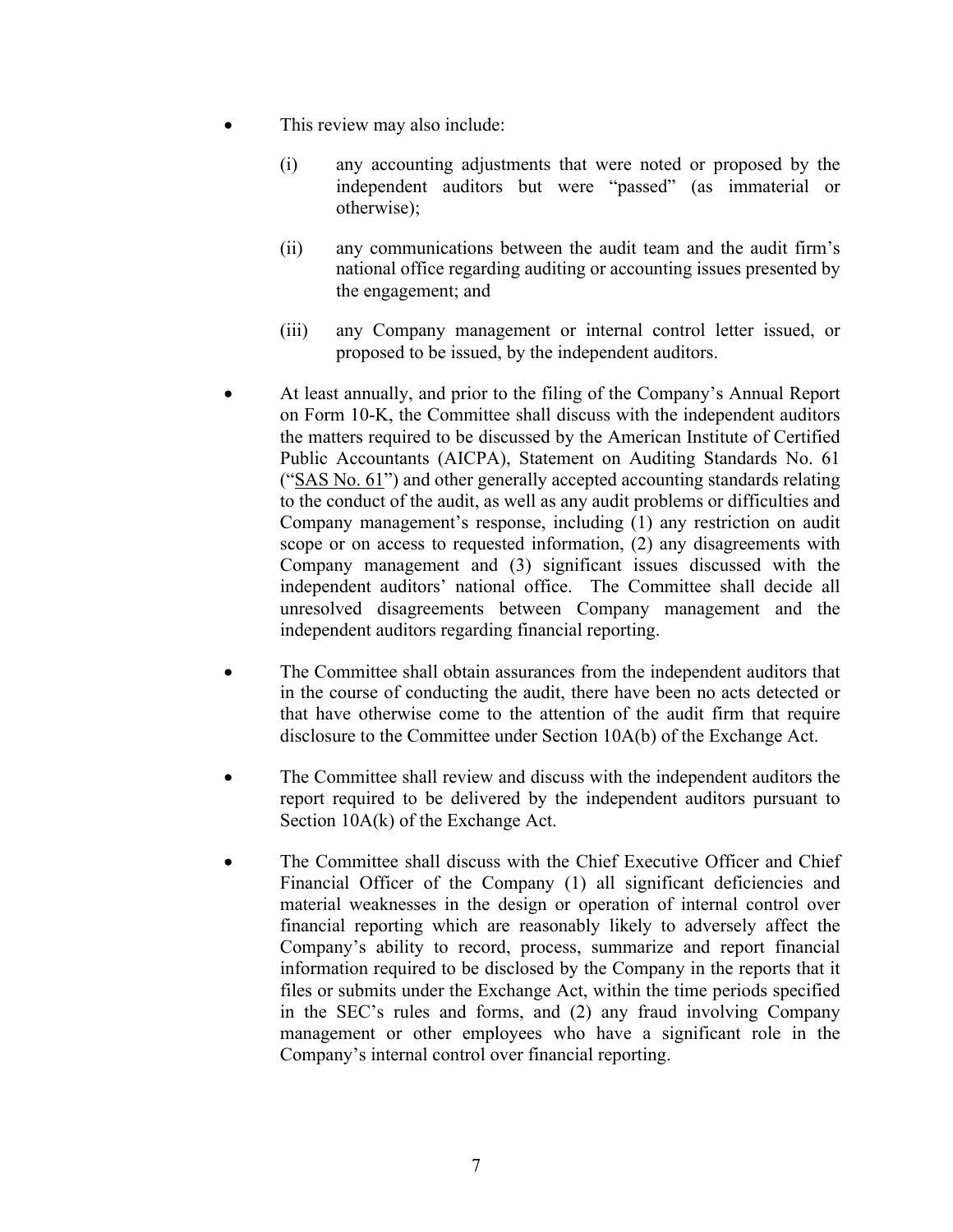- This review may also include:

  (i) any accounting adjustments that were noted or proposed by the independent auditors but were "passed" (as immaterial or otherwise);

  (ii) any communications between the audit team and the audit firm's national office regarding auditing or accounting issues presented by the engagement; and

  (iii) any Company management or internal control letter issued, or proposed to be issued, by the independent auditors.

- At least annually, and prior to the filing of the Company's Annual Report on Form 10-K, the Committee shall discuss with the independent auditors the matters required to be discussed by the American Institute of Certified Public Accountants (AICPA), Statement on Auditing Standards No. 61 ("SAS No. 61") and other generally accepted accounting standards relating to the conduct of the audit, as well as any audit problems or difficulties and Company management's response, including (1) any restriction on audit scope or on access to requested information, (2) any disagreements with Company management and (3) significant issues discussed with the independent auditors' national office. The Committee shall decide all unresolved disagreements between Company management and the independent auditors regarding financial reporting.

- The Committee shall obtain assurances from the independent auditors that in the course of conducting the audit, there have been no acts detected or that have otherwise come to the attention of the audit firm that require disclosure to the Committee under Section 10A(b) of the Exchange Act.

- The Committee shall review and discuss with the independent auditors the report required to be delivered by the independent auditors pursuant to Section 10A(k) of the Exchange Act.

- The Committee shall discuss with the Chief Executive Officer and Chief Financial Officer of the Company (1) all significant deficiencies and material weaknesses in the design or operation of internal control over financial reporting which are reasonably likely to adversely affect the Company's ability to record, process, summarize and report financial information required to be disclosed by the Company in the reports that it files or submits under the Exchange Act, within the time periods specified in the SEC's rules and forms, and (2) any fraud involving Company management or other employees who have a significant role in the Company's internal control over financial reporting.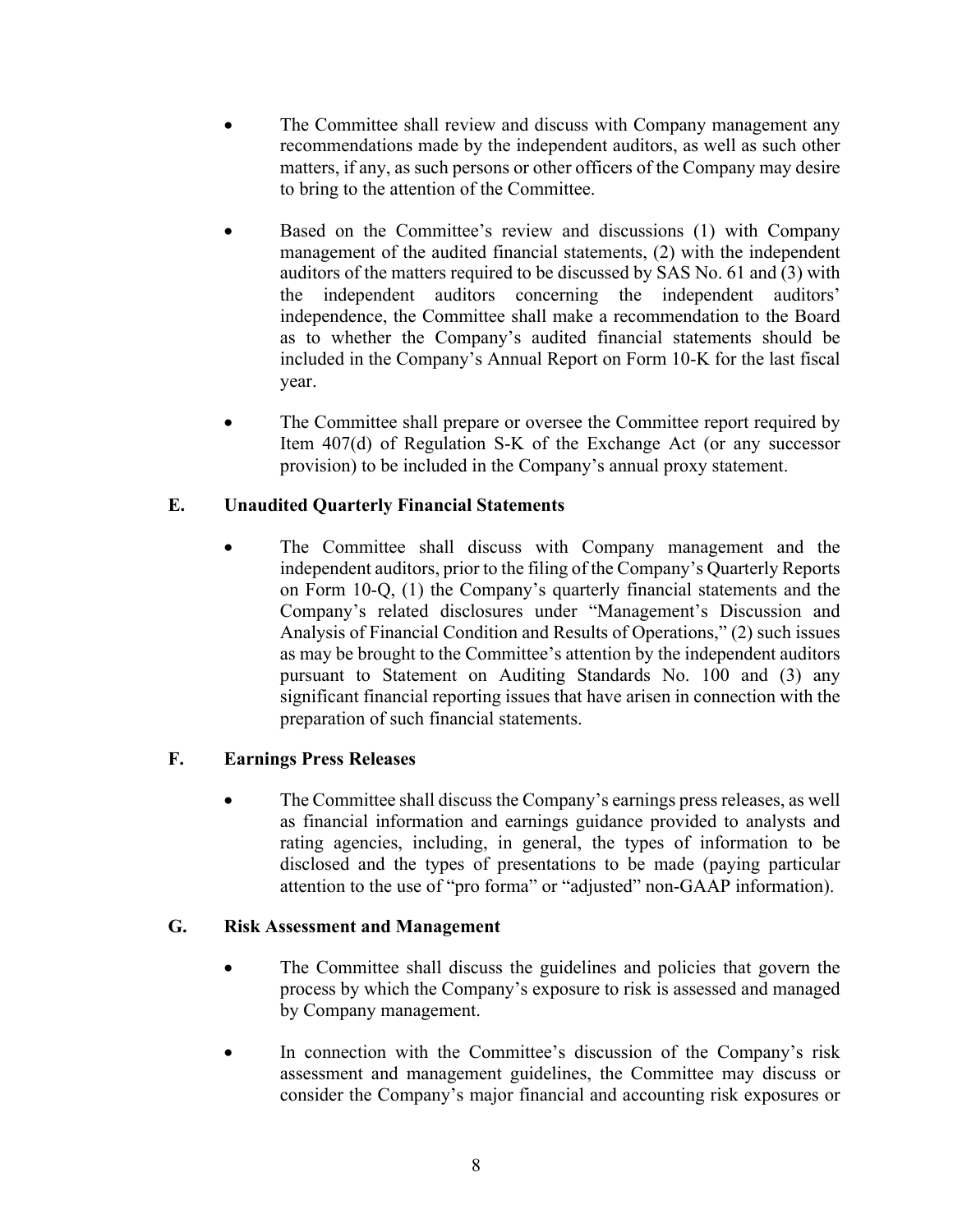- The Committee shall review and discuss with Company management any recommendations made by the independent auditors, as well as such other matters, if any, as such persons or other officers of the Company may desire to bring to the attention of the Committee.

- Based on the Committee's review and discussions (1) with Company management of the audited financial statements, (2) with the independent auditors of the matters required to be discussed by SAS No. 61 and (3) with the independent auditors concerning the independent auditors' independence, the Committee shall make a recommendation to the Board as to whether the Company's audited financial statements should be included in the Company's Annual Report on Form 10-K for the last fiscal year.

- The Committee shall prepare or oversee the Committee report required by Item 407(d) of Regulation S-K of the Exchange Act (or any successor provision) to be included in the Company's annual proxy statement.

### E. Unaudited Quarterly Financial Statements

- The Committee shall discuss with Company management and the independent auditors, prior to the filing of the Company's Quarterly Reports on Form 10-Q, (1) the Company's quarterly financial statements and the Company's related disclosures under "Management's Discussion and Analysis of Financial Condition and Results of Operations," (2) such issues as may be brought to the Committee's attention by the independent auditors pursuant to Statement on Auditing Standards No. 100 and (3) any significant financial reporting issues that have arisen in connection with the preparation of such financial statements.

### F. Earnings Press Releases

- The Committee shall discuss the Company's earnings press releases, as well as financial information and earnings guidance provided to analysts and rating agencies, including, in general, the types of information to be disclosed and the types of presentations to be made (paying particular attention to the use of "pro forma" or "adjusted" non-GAAP information).

### G. Risk Assessment and Management

- The Committee shall discuss the guidelines and policies that govern the process by which the Company's exposure to risk is assessed and managed by Company management.

- In connection with the Committee's discussion of the Company's risk assessment and management guidelines, the Committee may discuss or consider the Company's major financial and accounting risk exposures or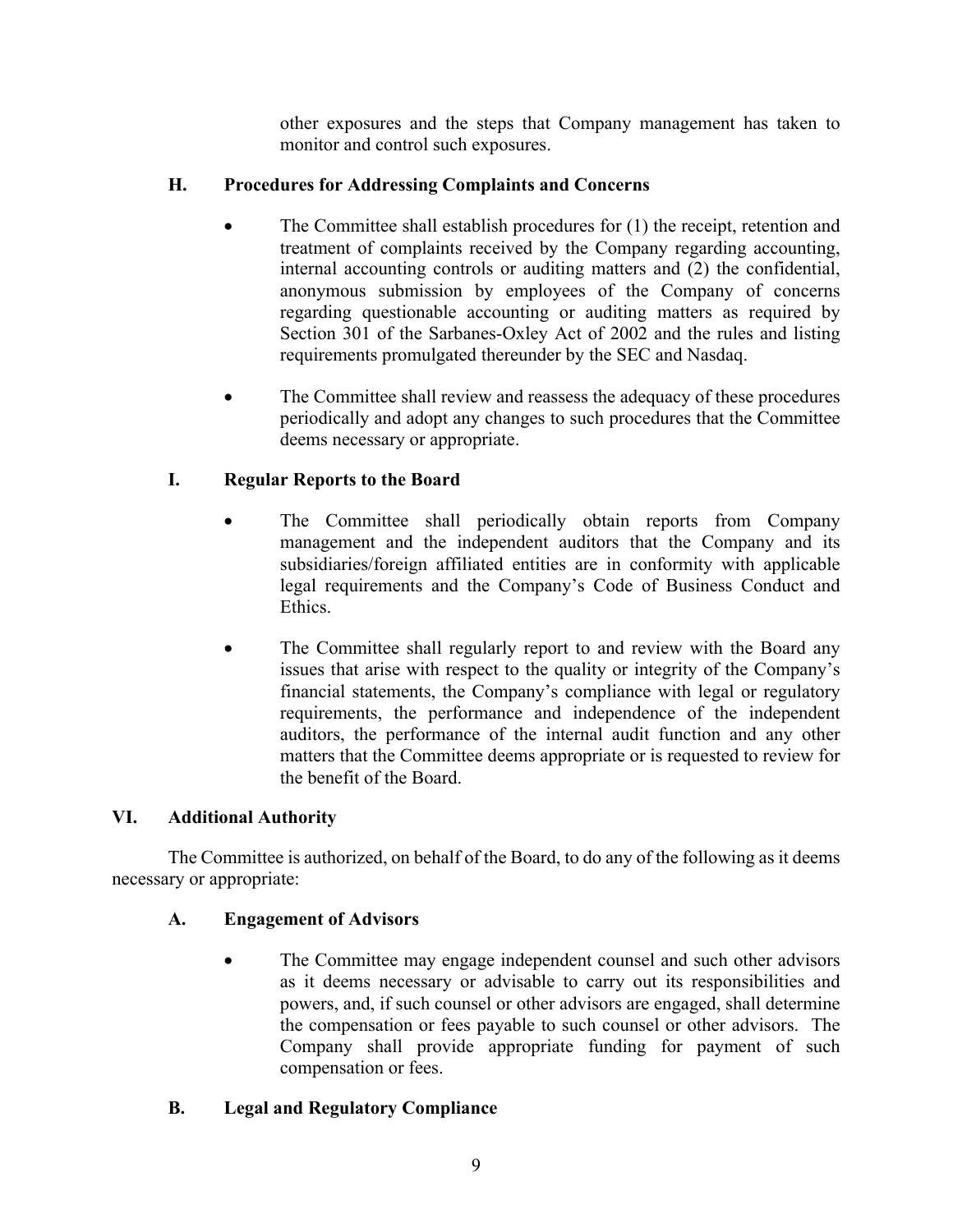other exposures and the steps that Company management has taken to monitor and control such exposures.

### H. Procedures for Addressing Complaints and Concerns

- The Committee shall establish procedures for (1) the receipt, retention and treatment of complaints received by the Company regarding accounting, internal accounting controls or auditing matters and (2) the confidential, anonymous submission by employees of the Company of concerns regarding questionable accounting or auditing matters as required by Section 301 of the Sarbanes-Oxley Act of 2002 and the rules and listing requirements promulgated thereunder by the SEC and Nasdaq.

- The Committee shall review and reassess the adequacy of these procedures periodically and adopt any changes to such procedures that the Committee deems necessary or appropriate.

### I. Regular Reports to the Board

- The Committee shall periodically obtain reports from Company management and the independent auditors that the Company and its subsidiaries/foreign affiliated entities are in conformity with applicable legal requirements and the Company's Code of Business Conduct and Ethics.

- The Committee shall regularly report to and review with the Board any issues that arise with respect to the quality or integrity of the Company's financial statements, the Company's compliance with legal or regulatory requirements, the performance and independence of the independent auditors, the performance of the internal audit function and any other matters that the Committee deems appropriate or is requested to review for the benefit of the Board.

## VI. Additional Authority

The Committee is authorized, on behalf of the Board, to do any of the following as it deems necessary or appropriate:

### A. Engagement of Advisors

- The Committee may engage independent counsel and such other advisors as it deems necessary or advisable to carry out its responsibilities and powers, and, if such counsel or other advisors are engaged, shall determine the compensation or fees payable to such counsel or other advisors. The Company shall provide appropriate funding for payment of such compensation or fees.

### B. Legal and Regulatory Compliance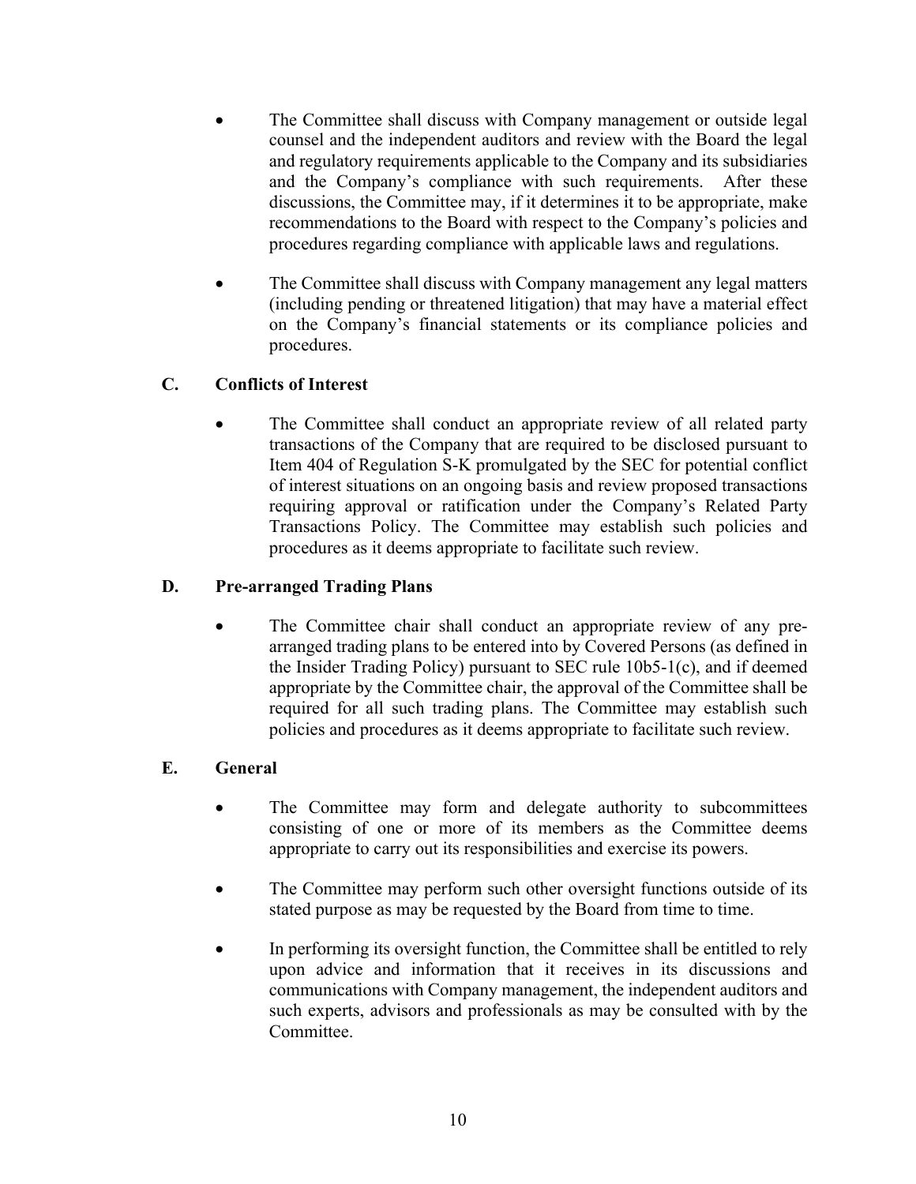- The Committee shall discuss with Company management or outside legal counsel and the independent auditors and review with the Board the legal and regulatory requirements applicable to the Company and its subsidiaries and the Company's compliance with such requirements. After these discussions, the Committee may, if it determines it to be appropriate, make recommendations to the Board with respect to the Company's policies and procedures regarding compliance with applicable laws and regulations.

- The Committee shall discuss with Company management any legal matters (including pending or threatened litigation) that may have a material effect on the Company's financial statements or its compliance policies and procedures.

### C. Conflicts of Interest

- The Committee shall conduct an appropriate review of all related party transactions of the Company that are required to be disclosed pursuant to Item 404 of Regulation S-K promulgated by the SEC for potential conflict of interest situations on an ongoing basis and review proposed transactions requiring approval or ratification under the Company's Related Party Transactions Policy. The Committee may establish such policies and procedures as it deems appropriate to facilitate such review.

### D. Pre-arranged Trading Plans

- The Committee chair shall conduct an appropriate review of any pre-arranged trading plans to be entered into by Covered Persons (as defined in the Insider Trading Policy) pursuant to SEC rule 10b5-1(c), and if deemed appropriate by the Committee chair, the approval of the Committee shall be required for all such trading plans. The Committee may establish such policies and procedures as it deems appropriate to facilitate such review.

### E. General

- The Committee may form and delegate authority to subcommittees consisting of one or more of its members as the Committee deems appropriate to carry out its responsibilities and exercise its powers.

- The Committee may perform such other oversight functions outside of its stated purpose as may be requested by the Board from time to time.

- In performing its oversight function, the Committee shall be entitled to rely upon advice and information that it receives in its discussions and communications with Company management, the independent auditors and such experts, advisors and professionals as may be consulted with by the Committee.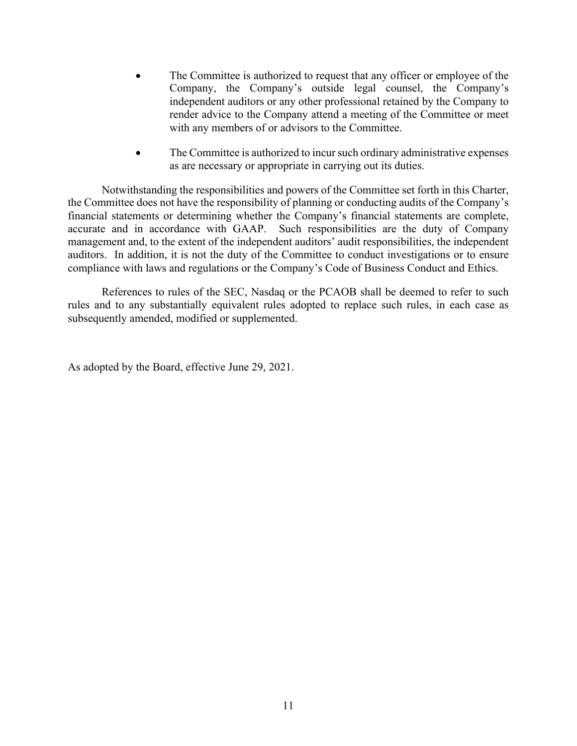- The Committee is authorized to request that any officer or employee of the Company, the Company's outside legal counsel, the Company's independent auditors or any other professional retained by the Company to render advice to the Company attend a meeting of the Committee or meet with any members of or advisors to the Committee.

- The Committee is authorized to incur such ordinary administrative expenses as are necessary or appropriate in carrying out its duties.

Notwithstanding the responsibilities and powers of the Committee set forth in this Charter, the Committee does not have the responsibility of planning or conducting audits of the Company's financial statements or determining whether the Company's financial statements are complete, accurate and in accordance with GAAP. Such responsibilities are the duty of Company management and, to the extent of the independent auditors' audit responsibilities, the independent auditors. In addition, it is not the duty of the Committee to conduct investigations or to ensure compliance with laws and regulations or the Company's Code of Business Conduct and Ethics.

References to rules of the SEC, Nasdaq or the PCAOB shall be deemed to refer to such rules and to any substantially equivalent rules adopted to replace such rules, in each case as subsequently amended, modified or supplemented.

As adopted by the Board, effective June 29, 2021.